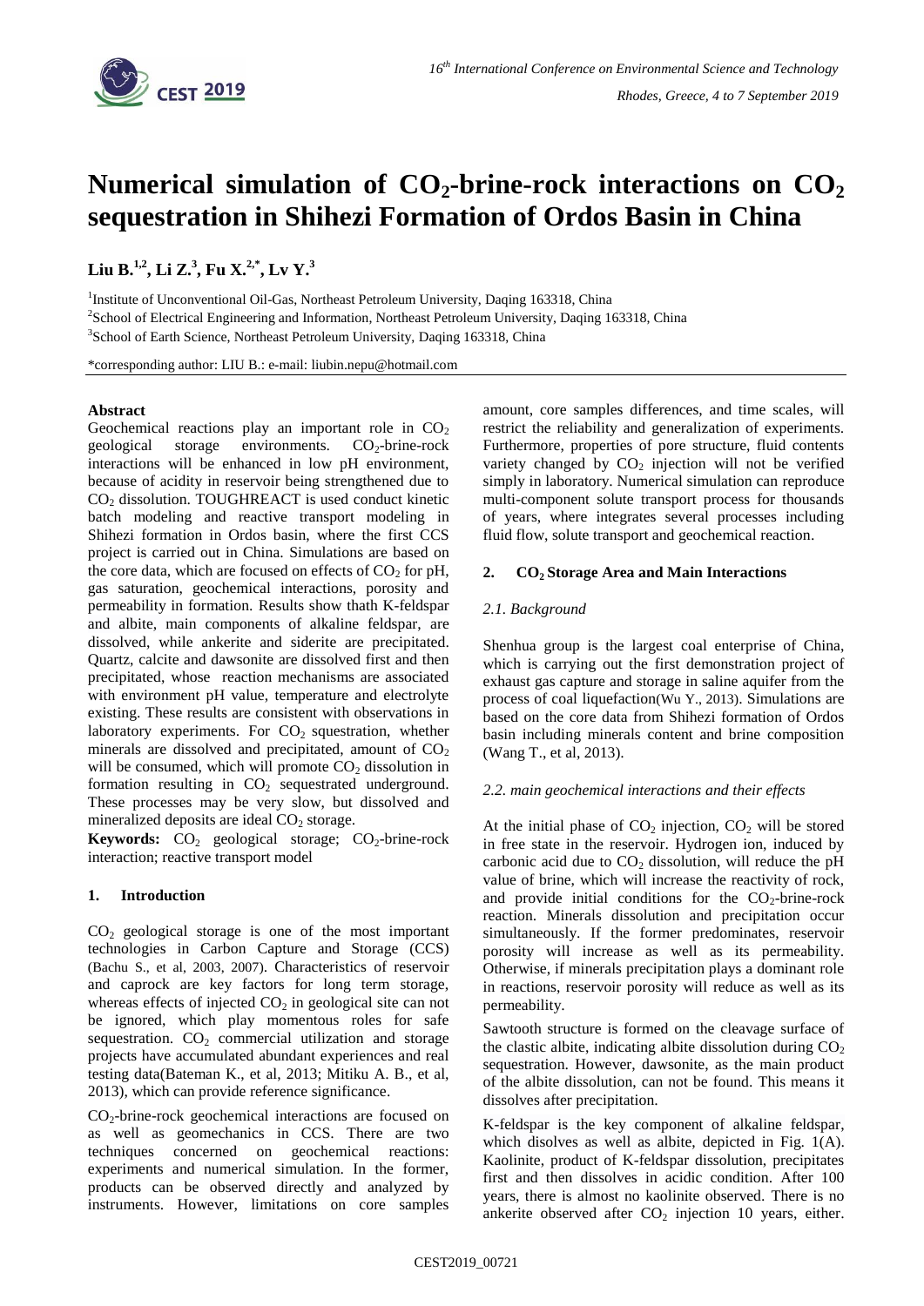# Numerical simulation of $CO_2$-brine-rock interactions on $CO_2$ sequestration in Shihezi Formation of Ordos Basin in China

**Liu B.[1,2], Li Z.[3], Fu X.[2,*], Lv Y.[3]**

[1]Institute of Unconventional Oil-Gas, Northeast Petroleum University, Daqing 163318, China

[2]School of Electrical Engineering and Information, Northeast Petroleum University, Daqing 163318, China

[3]School of Earth Science, Northeast Petroleum University, Daqing 163318, China

*corresponding author: LIU B.: e-mail: liubin.nepu@hotmail.com

### Abstract

Geochemical reactions play an important role in $CO_2$ geological storage environments. $CO_2$-brine-rock interactions will be enhanced in low pH environment, because of acidity in reservoir being strengthened due to $CO_2$ dissolution. TOUGHREACT is used conduct kinetic batch modeling and reactive transport modeling in Shihezi formation in Ordos basin, where the first CCS project is carried out in China. Simulations are based on the core data, which are focused on effects of $CO_2$ for pH, gas saturation, geochemical interactions, porosity and permeability in formation. Results show thath K-feldspar and albite, main components of alkaline feldspar, are dissolved, while ankerite and siderite are precipitated. Quartz, calcite and dawsonite are dissolved first and then precipitated, whose reaction mechanisms are associated with environment pH value, temperature and electrolyte existing. These results are consistent with observations in laboratory experiments. For $CO_2$ squestration, whether minerals are dissolved and precipitated, amount of $CO_2$ will be consumed, which will promote $CO_2$ dissolution in formation resulting in $CO_2$ sequestrated underground. These processes may be very slow, but dissolved and mineralized deposits are ideal $CO_2$ storage.

**Keywords:** $CO_2$ geological storage; $CO_2$-brine-rock interaction; reactive transport model

## 1. Introduction

$CO_2$ geological storage is one of the most important technologies in Carbon Capture and Storage (CCS) (Bachu S., et al, 2003, 2007). Characteristics of reservoir and caprock are key factors for long term storage, whereas effects of injected $CO_2$ in geological site can not be ignored, which play momentous roles for safe sequestration. $CO_2$ commercial utilization and storage projects have accumulated abundant experiences and real testing data(Bateman K., et al, 2013; Mitiku A. B., et al, 2013), which can provide reference significance.

$CO_2$-brine-rock geochemical interactions are focused on as well as geomechanics in CCS. There are two techniques concerned on geochemical reactions: experiments and numerical simulation. In the former, products can be observed directly and analyzed by instruments. However, limitations on core samples amount, core samples differences, and time scales, will restrict the reliability and generalization of experiments. Furthermore, properties of pore structure, fluid contents variety changed by $CO_2$ injection will not be verified simply in laboratory. Numerical simulation can reproduce multi-component solute transport process for thousands of years, where integrates several processes including fluid flow, solute transport and geochemical reaction.

## 2. $CO_2$ Storage Area and Main Interactions

### *2.1. Background*

Shenhua group is the largest coal enterprise of China, which is carrying out the first demonstration project of exhaust gas capture and storage in saline aquifer from the process of coal liquefaction(Wu Y., 2013). Simulations are based on the core data from Shihezi formation of Ordos basin including minerals content and brine composition (Wang T., et al, 2013).

### *2.2. main geochemical interactions and their effects*

At the initial phase of $CO_2$ injection, $CO_2$ will be stored in free state in the reservoir. Hydrogen ion, induced by carbonic acid due to $CO_2$ dissolution, will reduce the pH value of brine, which will increase the reactivity of rock, and provide initial conditions for the $CO_2$-brine-rock reaction. Minerals dissolution and precipitation occur simultaneously. If the former predominates, reservoir porosity will increase as well as its permeability. Otherwise, if minerals precipitation plays a dominant role in reactions, reservoir porosity will reduce as well as its permeability.

Sawtooth structure is formed on the cleavage surface of the clastic albite, indicating albite dissolution during $CO_2$ sequestration. However, dawsonite, as the main product of the albite dissolution, can not be found. This means it dissolves after precipitation.

K-feldspar is the key component of alkaline feldspar, which disolves as well as albite, depicted in Fig. 1(A). Kaolinite, product of K-feldspar dissolution, precipitates first and then dissolves in acidic condition. After 100 years, there is almost no kaolinite observed. There is no ankerite observed after $CO_2$ injection 10 years, either.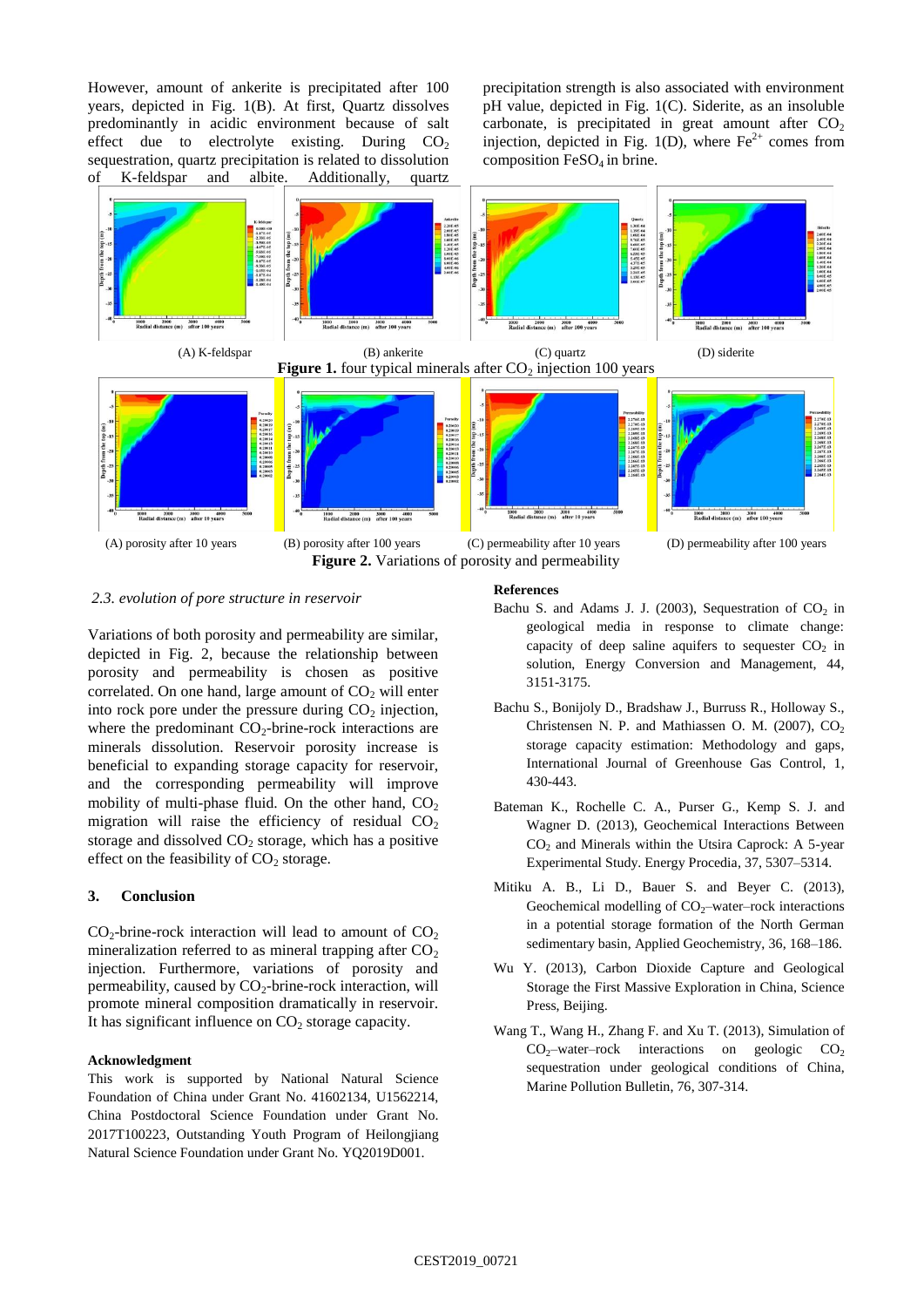However, amount of ankerite is precipitated after 100 years, depicted in Fig. 1(B). At first, Quartz dissolves predominantly in acidic environment because of salt effect due to electrolyte existing. During $CO_2$ sequestration, quartz precipitation is related to dissolution of K-feldspar and albite. Additionally, quartz precipitation strength is also associated with environment pH value, depicted in Fig. 1(C). Siderite, as an insoluble carbonate, is precipitated in great amount after $CO_2$ injection, depicted in Fig. 1(D), where $Fe^{2+}$ comes from composition $FeSO_4$ in brine.

(A) K-feldspar (B) ankerite (C) quartz (D) siderite

**Figure 1.** four typical minerals after $CO_2$ injection 100 years

(A) porosity after 10 years (B) porosity after 100 years (C) permeability after 10 years (D) permeability after 100 years

**Figure 2.** Variations of porosity and permeability

### *2.3. evolution of pore structure in reservoir*

Variations of both porosity and permeability are similar, depicted in Fig. 2, because the relationship between porosity and permeability is chosen as positive correlated. On one hand, large amount of $CO_2$ will enter into rock pore under the pressure during $CO_2$ injection, where the predominant $CO_2$-brine-rock interactions are minerals dissolution. Reservoir porosity increase is beneficial to expanding storage capacity for reservoir, and the corresponding permeability will improve mobility of multi-phase fluid. On the other hand, $CO_2$ migration will raise the efficiency of residual $CO_2$ storage and dissolved $CO_2$ storage, which has a positive effect on the feasibility of $CO_2$ storage.

## 3. Conclusion

$CO_2$-brine-rock interaction will lead to amount of $CO_2$ mineralization referred to as mineral trapping after $CO_2$ injection. Furthermore, variations of porosity and permeability, caused by $CO_2$-brine-rock interaction, will promote mineral composition dramatically in reservoir. It has significant influence on $CO_2$ storage capacity.

**Acknowledgment**

This work is supported by National Natural Science Foundation of China under Grant No. 41602134, U1562214, China Postdoctoral Science Foundation under Grant No. 2017T100223, Outstanding Youth Program of Heilongjiang Natural Science Foundation under Grant No. YQ2019D001.

**References**

Bachu S. and Adams J. J. (2003), Sequestration of $CO_2$ in geological media in response to climate change: capacity of deep saline aquifers to sequester $CO_2$ in solution, Energy Conversion and Management, 44, 3151-3175.

Bachu S., Bonijoly D., Bradshaw J., Burruss R., Holloway S., Christensen N. P. and Mathiassen O. M. (2007), $CO_2$ storage capacity estimation: Methodology and gaps, International Journal of Greenhouse Gas Control, 1, 430-443.

Bateman K., Rochelle C. A., Purser G., Kemp S. J. and Wagner D. (2013), Geochemical Interactions Between $CO_2$ and Minerals within the Utsira Caprock: A 5-year Experimental Study. Energy Procedia, 37, 5307–5314.

Mitiku A. B., Li D., Bauer S. and Beyer C. (2013), Geochemical modelling of $CO_2$–water–rock interactions in a potential storage formation of the North German sedimentary basin, Applied Geochemistry, 36, 168–186.

Wu Y. (2013), Carbon Dioxide Capture and Geological Storage the First Massive Exploration in China, Science Press, Beijing.

Wang T., Wang H., Zhang F. and Xu T. (2013), Simulation of $CO_2$–water–rock interactions on geologic $CO_2$ sequestration under geological conditions of China, Marine Pollution Bulletin, 76, 307-314.